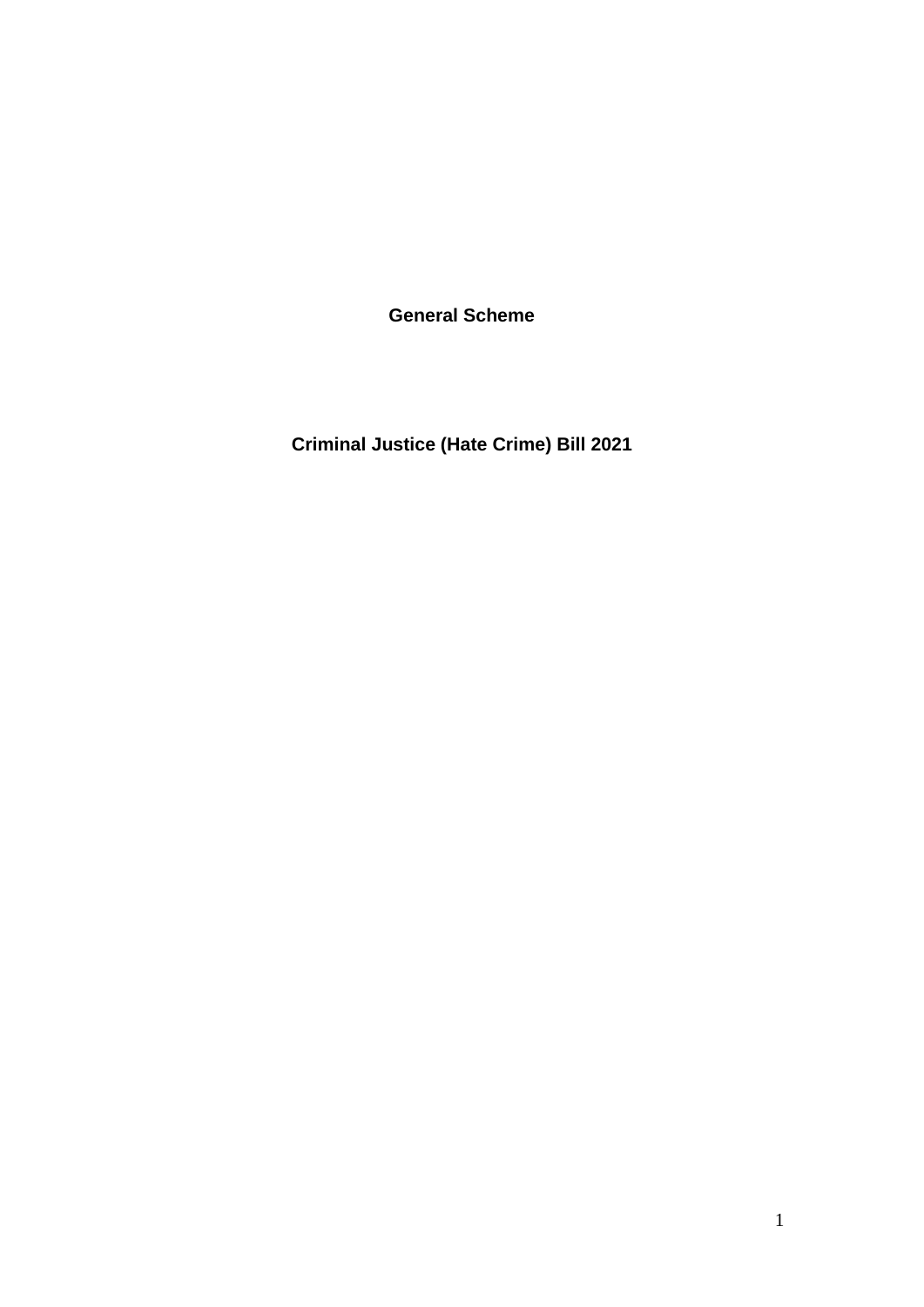**General Scheme**

**Criminal Justice (Hate Crime) Bill 2021**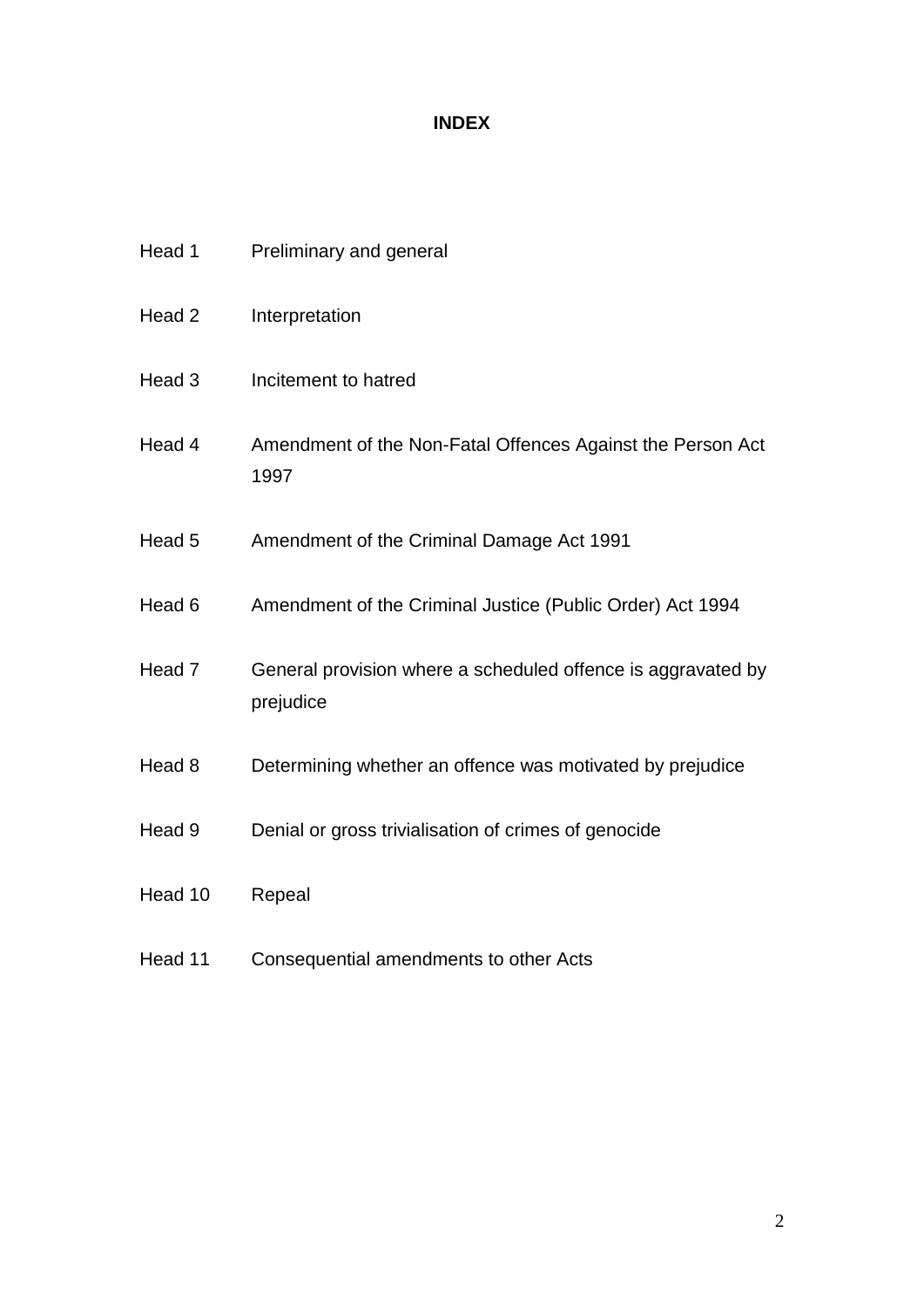# INDEX

| | |
|---|---|
| Head 1 | Preliminary and general |
| Head 2 | Interpretation |
| Head 3 | Incitement to hatred |
| Head 4 | Amendment of the Non-Fatal Offences Against the Person Act 1997 |
| Head 5 | Amendment of the Criminal Damage Act 1991 |
| Head 6 | Amendment of the Criminal Justice (Public Order) Act 1994 |
| Head 7 | General provision where a scheduled offence is aggravated by prejudice |
| Head 8 | Determining whether an offence was motivated by prejudice |
| Head 9 | Denial or gross trivialisation of crimes of genocide |
| Head 10 | Repeal |
| Head 11 | Consequential amendments to other Acts |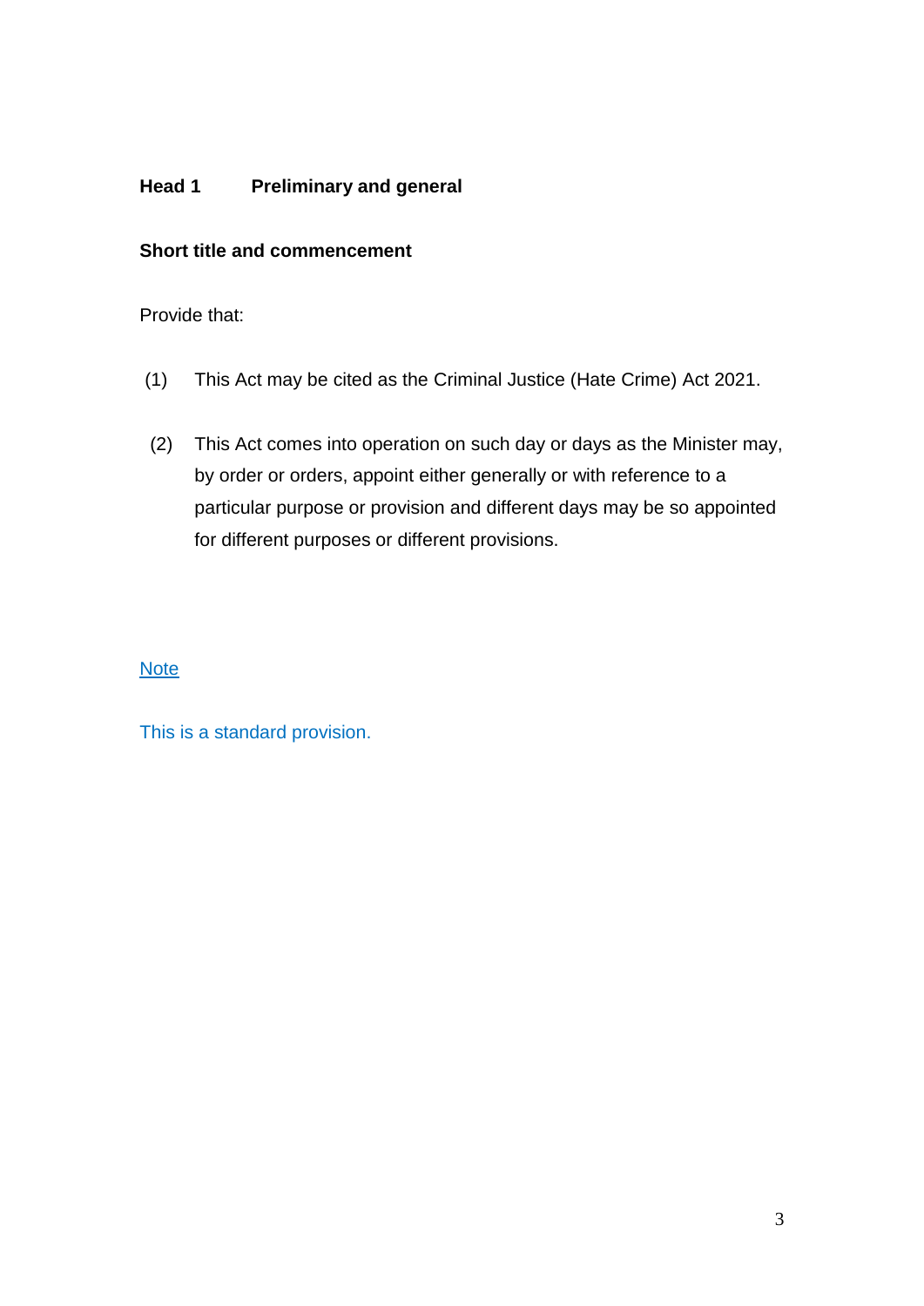## Head 1 Preliminary and general

**Short title and commencement**

Provide that:

(1) This Act may be cited as the Criminal Justice (Hate Crime) Act 2021.

(2) This Act comes into operation on such day or days as the Minister may, by order or orders, appoint either generally or with reference to a particular purpose or provision and different days may be so appointed for different purposes or different provisions.

Note

This is a standard provision.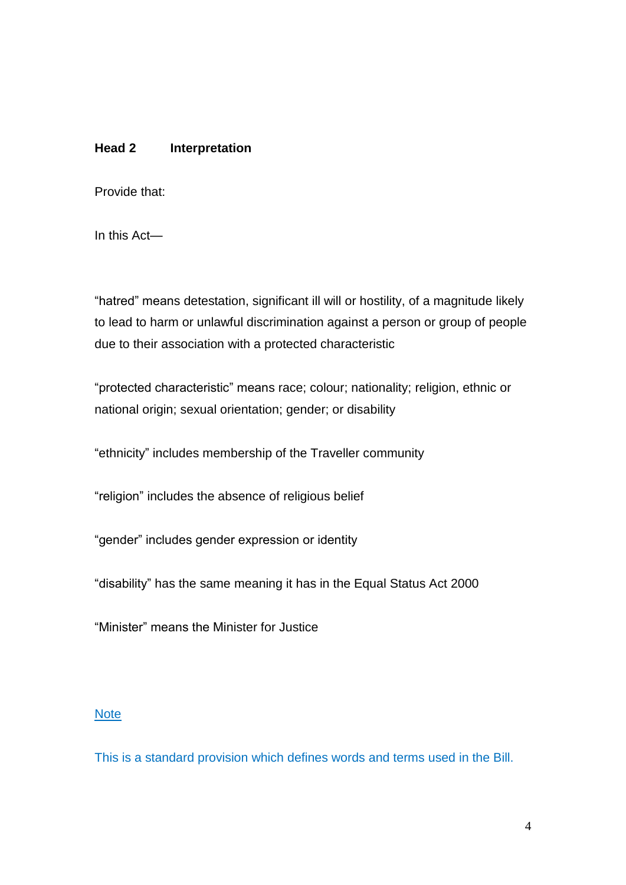**Head 2 Interpretation**

Provide that:

In this Act—

“hatred” means detestation, significant ill will or hostility, of a magnitude likely to lead to harm or unlawful discrimination against a person or group of people due to their association with a protected characteristic

“protected characteristic” means race; colour; nationality; religion, ethnic or national origin; sexual orientation; gender; or disability

“ethnicity” includes membership of the Traveller community

“religion” includes the absence of religious belief

“gender” includes gender expression or identity

“disability” has the same meaning it has in the Equal Status Act 2000

“Minister” means the Minister for Justice

Note

This is a standard provision which defines words and terms used in the Bill.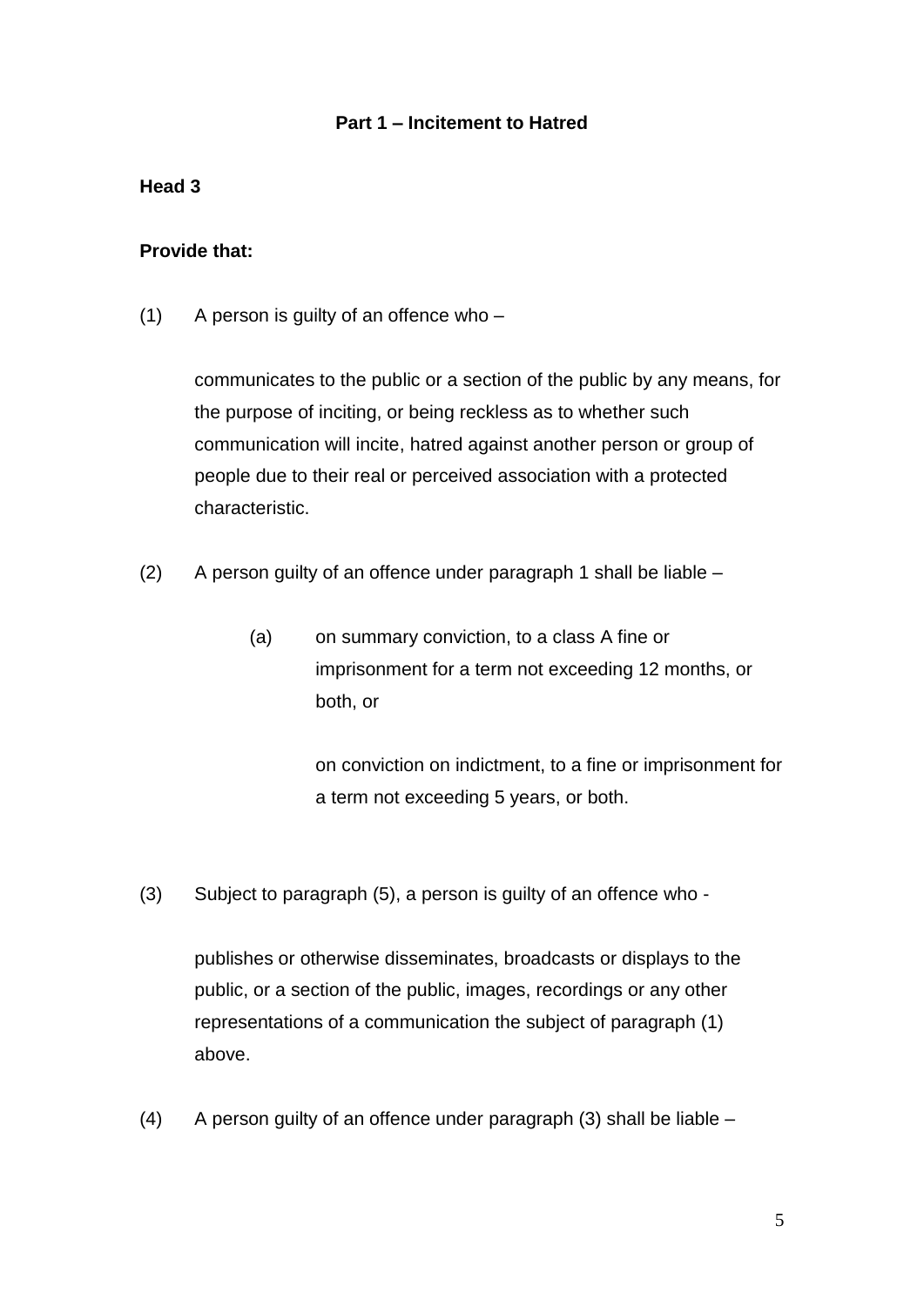**Part 1 – Incitement to Hatred**

**Head 3**

**Provide that:**

(1) A person is guilty of an offence who –

communicates to the public or a section of the public by any means, for the purpose of inciting, or being reckless as to whether such communication will incite, hatred against another person or group of people due to their real or perceived association with a protected characteristic.

(2) A person guilty of an offence under paragraph 1 shall be liable –

(a) on summary conviction, to a class A fine or imprisonment for a term not exceeding 12 months, or both, or

on conviction on indictment, to a fine or imprisonment for a term not exceeding 5 years, or both.

(3) Subject to paragraph (5), a person is guilty of an offence who -

publishes or otherwise disseminates, broadcasts or displays to the public, or a section of the public, images, recordings or any other representations of a communication the subject of paragraph (1) above.

(4) A person guilty of an offence under paragraph (3) shall be liable –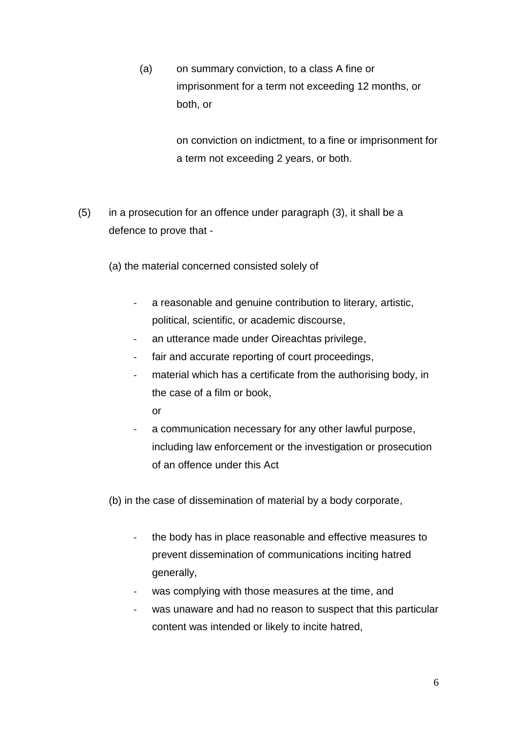(a) on summary conviction, to a class A fine or imprisonment for a term not exceeding 12 months, or both, or

on conviction on indictment, to a fine or imprisonment for a term not exceeding 2 years, or both.

(5) in a prosecution for an offence under paragraph (3), it shall be a defence to prove that -

(a) the material concerned consisted solely of

- a reasonable and genuine contribution to literary, artistic, political, scientific, or academic discourse,
- an utterance made under Oireachtas privilege,
- fair and accurate reporting of court proceedings,
- material which has a certificate from the authorising body, in the case of a film or book,

  or
- a communication necessary for any other lawful purpose, including law enforcement or the investigation or prosecution of an offence under this Act

(b) in the case of dissemination of material by a body corporate,

- the body has in place reasonable and effective measures to prevent dissemination of communications inciting hatred generally,
- was complying with those measures at the time, and
- was unaware and had no reason to suspect that this particular content was intended or likely to incite hatred,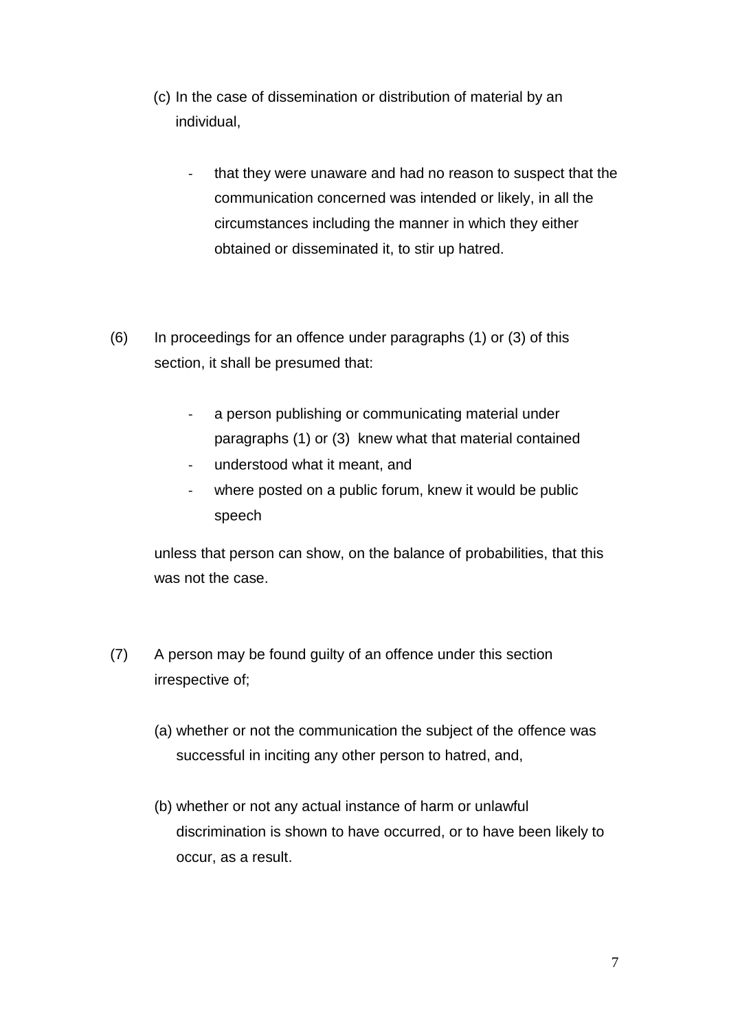(c) In the case of dissemination or distribution of material by an individual,

- that they were unaware and had no reason to suspect that the communication concerned was intended or likely, in all the circumstances including the manner in which they either obtained or disseminated it, to stir up hatred.

(6) In proceedings for an offence under paragraphs (1) or (3) of this section, it shall be presumed that:

- a person publishing or communicating material under paragraphs (1) or (3) knew what that material contained
- understood what it meant, and
- where posted on a public forum, knew it would be public speech

unless that person can show, on the balance of probabilities, that this was not the case.

(7) A person may be found guilty of an offence under this section irrespective of;

(a) whether or not the communication the subject of the offence was successful in inciting any other person to hatred, and,

(b) whether or not any actual instance of harm or unlawful discrimination is shown to have occurred, or to have been likely to occur, as a result.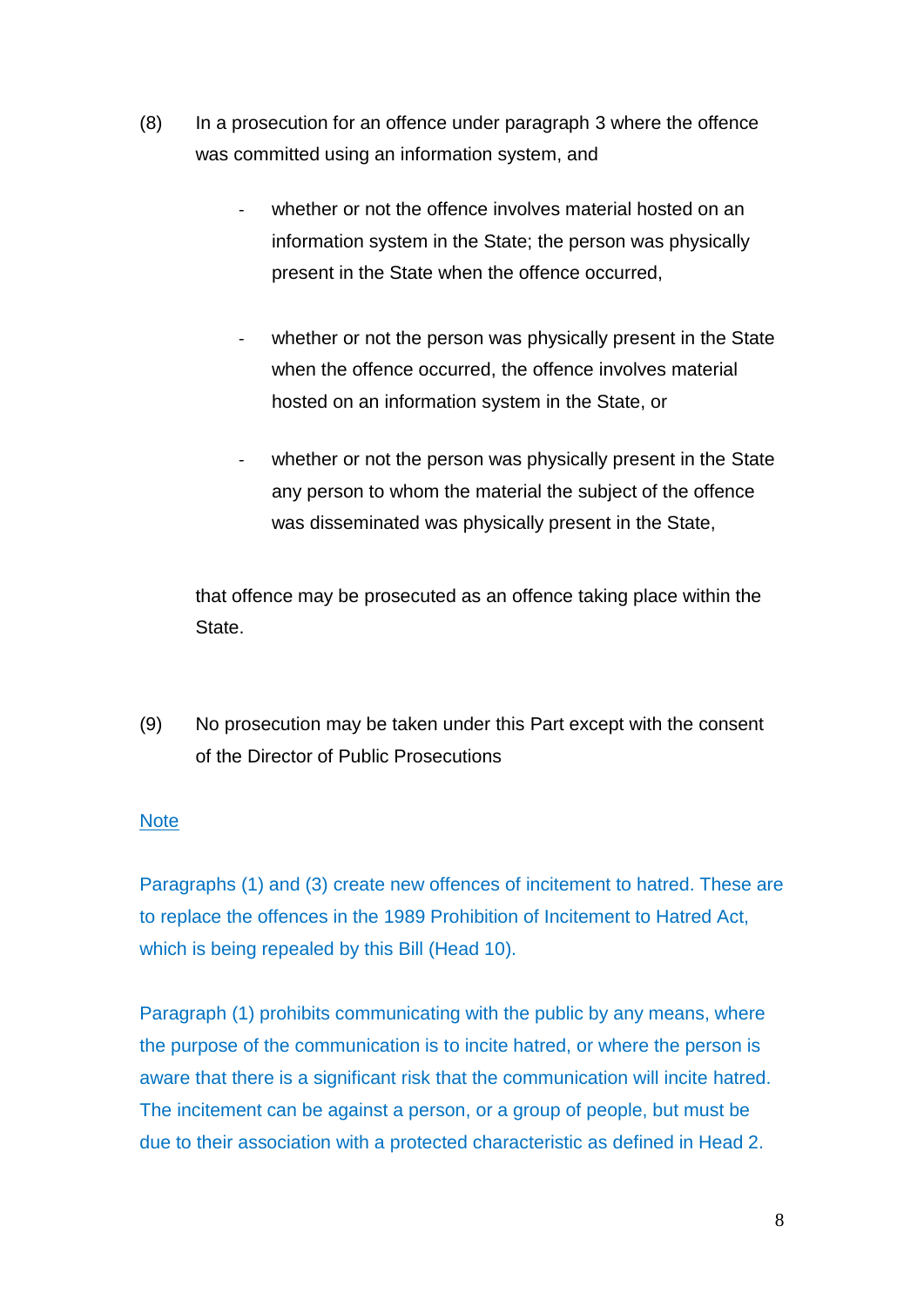(8) In a prosecution for an offence under paragraph 3 where the offence was committed using an information system, and

- whether or not the offence involves material hosted on an information system in the State; the person was physically present in the State when the offence occurred,

- whether or not the person was physically present in the State when the offence occurred, the offence involves material hosted on an information system in the State, or

- whether or not the person was physically present in the State any person to whom the material the subject of the offence was disseminated was physically present in the State,

that offence may be prosecuted as an offence taking place within the State.

(9) No prosecution may be taken under this Part except with the consent of the Director of Public Prosecutions

Note

Paragraphs (1) and (3) create new offences of incitement to hatred. These are to replace the offences in the 1989 Prohibition of Incitement to Hatred Act, which is being repealed by this Bill (Head 10).

Paragraph (1) prohibits communicating with the public by any means, where the purpose of the communication is to incite hatred, or where the person is aware that there is a significant risk that the communication will incite hatred. The incitement can be against a person, or a group of people, but must be due to their association with a protected characteristic as defined in Head 2.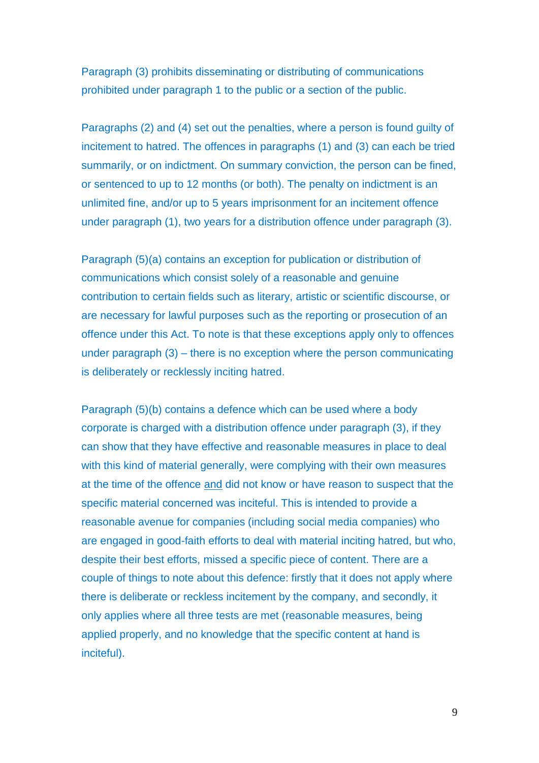Paragraph (3) prohibits disseminating or distributing of communications prohibited under paragraph 1 to the public or a section of the public.

Paragraphs (2) and (4) set out the penalties, where a person is found guilty of incitement to hatred. The offences in paragraphs (1) and (3) can each be tried summarily, or on indictment. On summary conviction, the person can be fined, or sentenced to up to 12 months (or both). The penalty on indictment is an unlimited fine, and/or up to 5 years imprisonment for an incitement offence under paragraph (1), two years for a distribution offence under paragraph (3).

Paragraph (5)(a) contains an exception for publication or distribution of communications which consist solely of a reasonable and genuine contribution to certain fields such as literary, artistic or scientific discourse, or are necessary for lawful purposes such as the reporting or prosecution of an offence under this Act. To note is that these exceptions apply only to offences under paragraph (3) – there is no exception where the person communicating is deliberately or recklessly inciting hatred.

Paragraph (5)(b) contains a defence which can be used where a body corporate is charged with a distribution offence under paragraph (3), if they can show that they have effective and reasonable measures in place to deal with this kind of material generally, were complying with their own measures at the time of the offence <u>and</u> did not know or have reason to suspect that the specific material concerned was inciteful. This is intended to provide a reasonable avenue for companies (including social media companies) who are engaged in good-faith efforts to deal with material inciting hatred, but who, despite their best efforts, missed a specific piece of content. There are a couple of things to note about this defence: firstly that it does not apply where there is deliberate or reckless incitement by the company, and secondly, it only applies where all three tests are met (reasonable measures, being applied properly, and no knowledge that the specific content at hand is inciteful).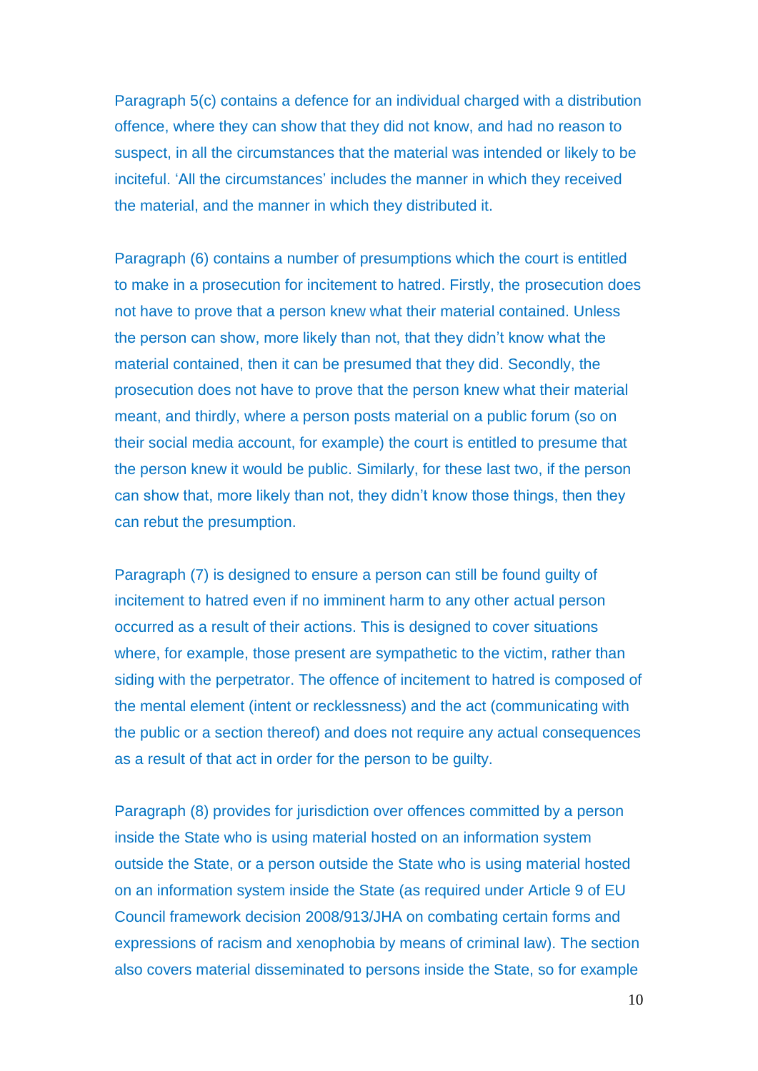Paragraph 5(c) contains a defence for an individual charged with a distribution offence, where they can show that they did not know, and had no reason to suspect, in all the circumstances that the material was intended or likely to be inciteful. 'All the circumstances' includes the manner in which they received the material, and the manner in which they distributed it.

Paragraph (6) contains a number of presumptions which the court is entitled to make in a prosecution for incitement to hatred. Firstly, the prosecution does not have to prove that a person knew what their material contained. Unless the person can show, more likely than not, that they didn't know what the material contained, then it can be presumed that they did. Secondly, the prosecution does not have to prove that the person knew what their material meant, and thirdly, where a person posts material on a public forum (so on their social media account, for example) the court is entitled to presume that the person knew it would be public. Similarly, for these last two, if the person can show that, more likely than not, they didn't know those things, then they can rebut the presumption.

Paragraph (7) is designed to ensure a person can still be found guilty of incitement to hatred even if no imminent harm to any other actual person occurred as a result of their actions. This is designed to cover situations where, for example, those present are sympathetic to the victim, rather than siding with the perpetrator. The offence of incitement to hatred is composed of the mental element (intent or recklessness) and the act (communicating with the public or a section thereof) and does not require any actual consequences as a result of that act in order for the person to be guilty.

Paragraph (8) provides for jurisdiction over offences committed by a person inside the State who is using material hosted on an information system outside the State, or a person outside the State who is using material hosted on an information system inside the State (as required under Article 9 of EU Council framework decision 2008/913/JHA on combating certain forms and expressions of racism and xenophobia by means of criminal law). The section also covers material disseminated to persons inside the State, so for example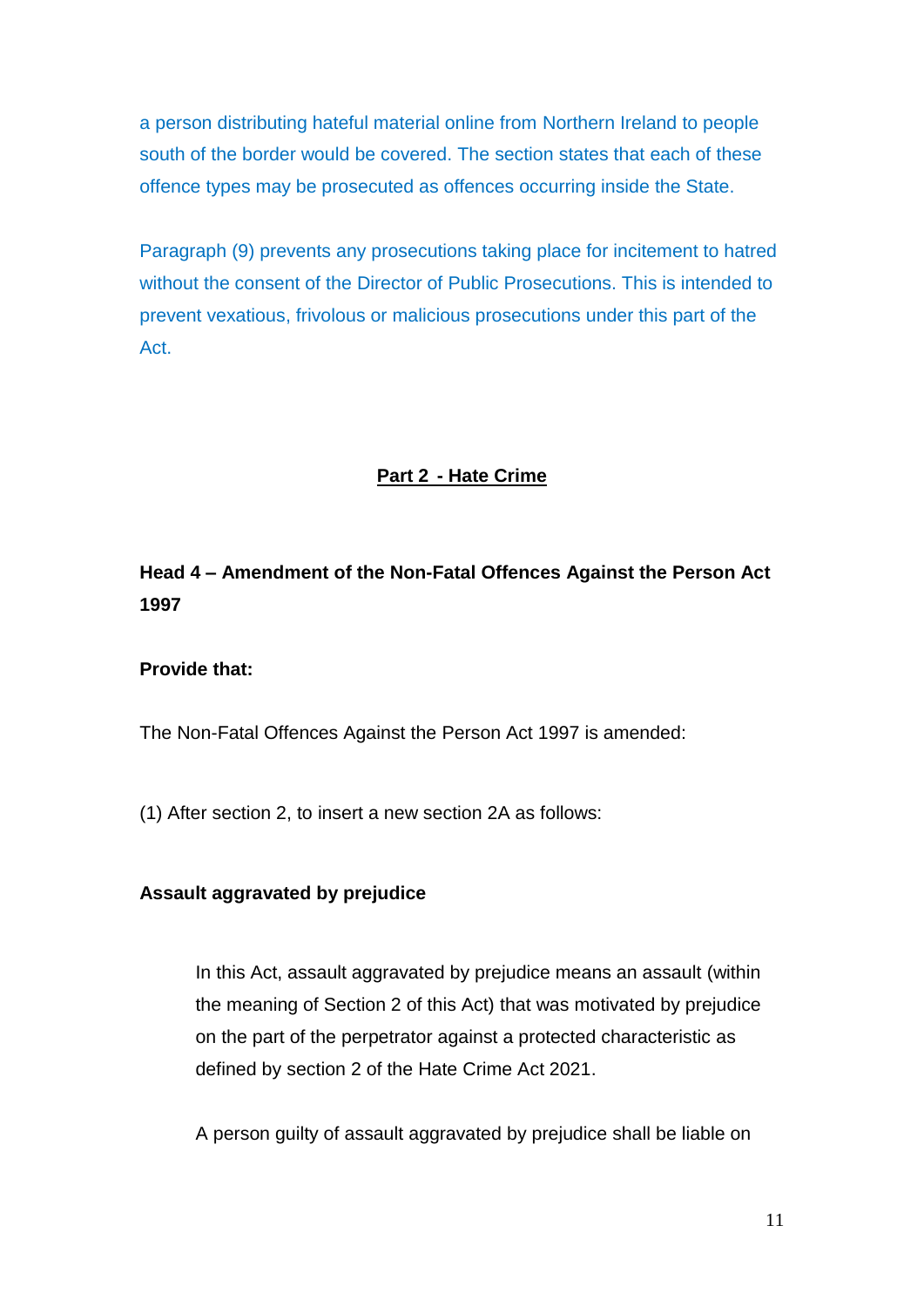a person distributing hateful material online from Northern Ireland to people south of the border would be covered. The section states that each of these offence types may be prosecuted as offences occurring inside the State.

Paragraph (9) prevents any prosecutions taking place for incitement to hatred without the consent of the Director of Public Prosecutions. This is intended to prevent vexatious, frivolous or malicious prosecutions under this part of the Act.

## Part 2 - Hate Crime

### Head 4 – Amendment of the Non-Fatal Offences Against the Person Act 1997

**Provide that:**

The Non-Fatal Offences Against the Person Act 1997 is amended:

(1) After section 2, to insert a new section 2A as follows:

**Assault aggravated by prejudice**

> In this Act, assault aggravated by prejudice means an assault (within the meaning of Section 2 of this Act) that was motivated by prejudice on the part of the perpetrator against a protected characteristic as defined by section 2 of the Hate Crime Act 2021.
>
> A person guilty of assault aggravated by prejudice shall be liable on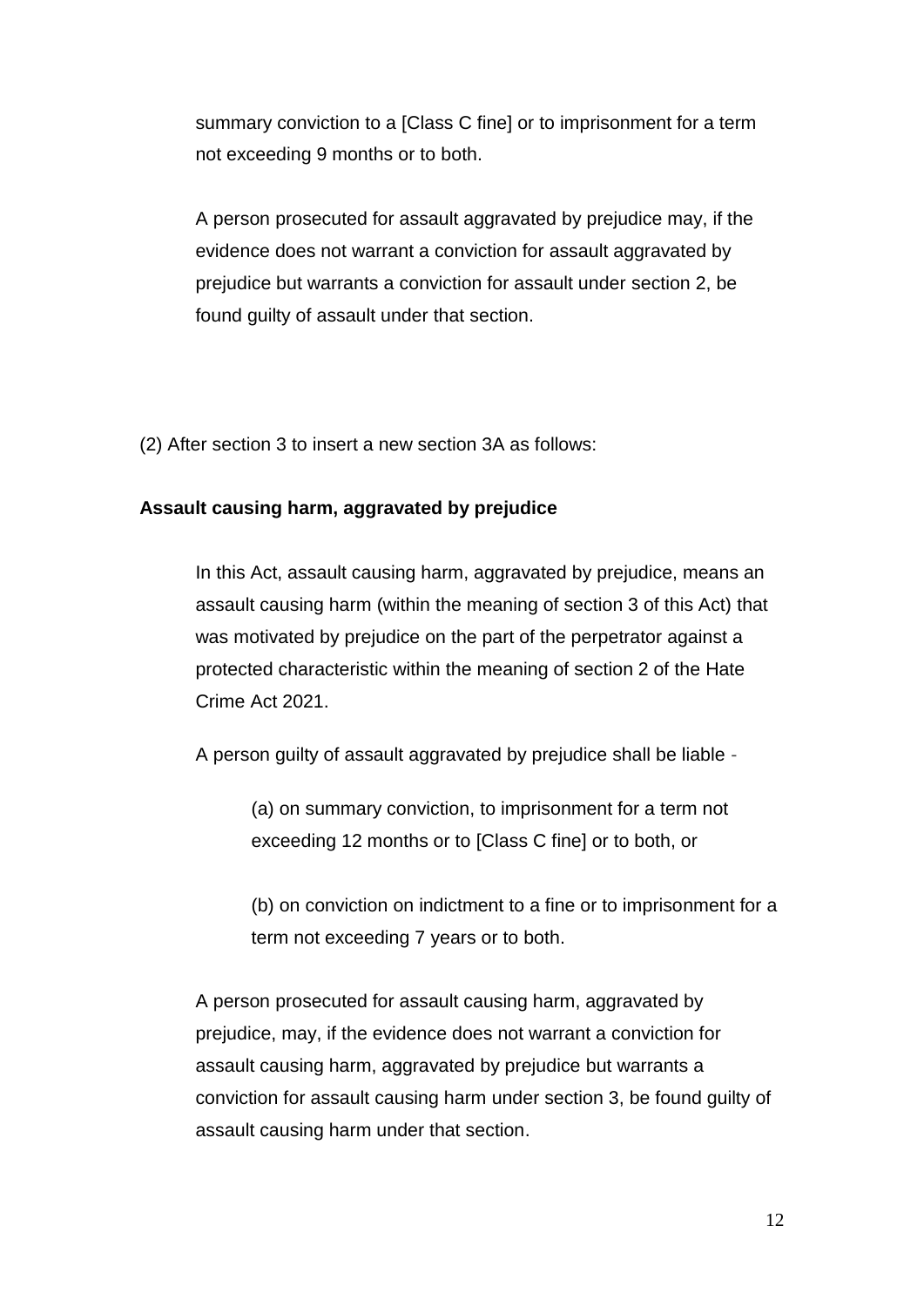summary conviction to a [Class C fine] or to imprisonment for a term not exceeding 9 months or to both.

A person prosecuted for assault aggravated by prejudice may, if the evidence does not warrant a conviction for assault aggravated by prejudice but warrants a conviction for assault under section 2, be found guilty of assault under that section.

(2) After section 3 to insert a new section 3A as follows:

**Assault causing harm, aggravated by prejudice**

In this Act, assault causing harm, aggravated by prejudice, means an assault causing harm (within the meaning of section 3 of this Act) that was motivated by prejudice on the part of the perpetrator against a protected characteristic within the meaning of section 2 of the Hate Crime Act 2021.

A person guilty of assault aggravated by prejudice shall be liable -

(a) on summary conviction, to imprisonment for a term not exceeding 12 months or to [Class C fine] or to both, or

(b) on conviction on indictment to a fine or to imprisonment for a term not exceeding 7 years or to both.

A person prosecuted for assault causing harm, aggravated by prejudice, may, if the evidence does not warrant a conviction for assault causing harm, aggravated by prejudice but warrants a conviction for assault causing harm under section 3, be found guilty of assault causing harm under that section.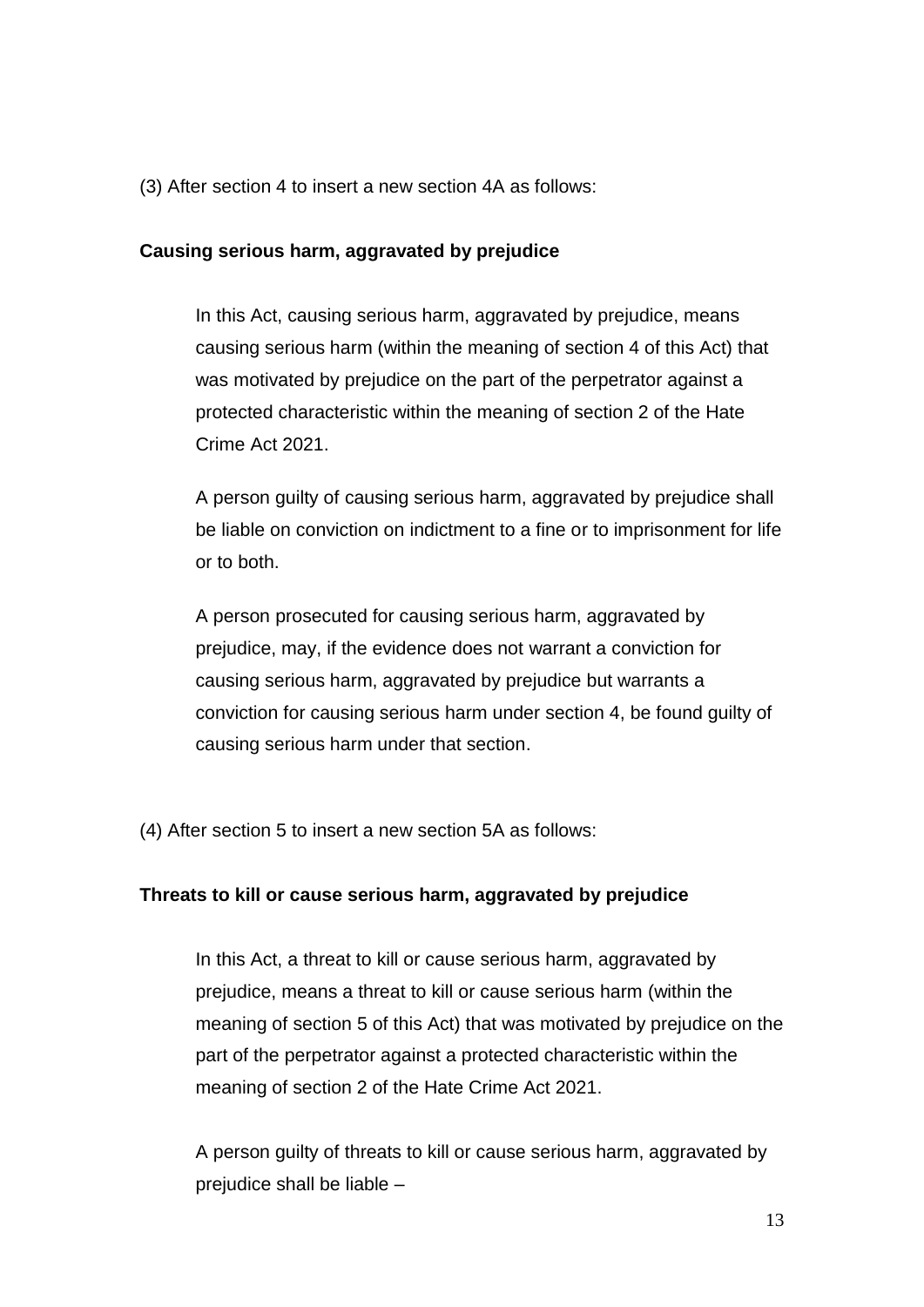(3) After section 4 to insert a new section 4A as follows:

**Causing serious harm, aggravated by prejudice**

> In this Act, causing serious harm, aggravated by prejudice, means causing serious harm (within the meaning of section 4 of this Act) that was motivated by prejudice on the part of the perpetrator against a protected characteristic within the meaning of section 2 of the Hate Crime Act 2021.
>
> A person guilty of causing serious harm, aggravated by prejudice shall be liable on conviction on indictment to a fine or to imprisonment for life or to both.
>
> A person prosecuted for causing serious harm, aggravated by prejudice, may, if the evidence does not warrant a conviction for causing serious harm, aggravated by prejudice but warrants a conviction for causing serious harm under section 4, be found guilty of causing serious harm under that section.

(4) After section 5 to insert a new section 5A as follows:

**Threats to kill or cause serious harm, aggravated by prejudice**

> In this Act, a threat to kill or cause serious harm, aggravated by prejudice, means a threat to kill or cause serious harm (within the meaning of section 5 of this Act) that was motivated by prejudice on the part of the perpetrator against a protected characteristic within the meaning of section 2 of the Hate Crime Act 2021.
>
> A person guilty of threats to kill or cause serious harm, aggravated by prejudice shall be liable –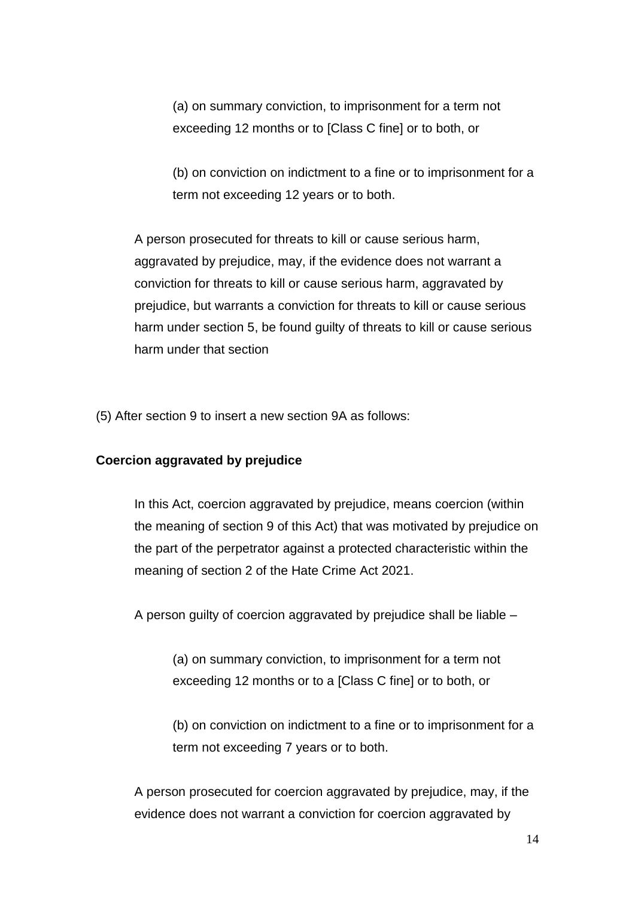(a) on summary conviction, to imprisonment for a term not exceeding 12 months or to [Class C fine] or to both, or

(b) on conviction on indictment to a fine or to imprisonment for a term not exceeding 12 years or to both.

A person prosecuted for threats to kill or cause serious harm, aggravated by prejudice, may, if the evidence does not warrant a conviction for threats to kill or cause serious harm, aggravated by prejudice, but warrants a conviction for threats to kill or cause serious harm under section 5, be found guilty of threats to kill or cause serious harm under that section

(5) After section 9 to insert a new section 9A as follows:

**Coercion aggravated by prejudice**

In this Act, coercion aggravated by prejudice, means coercion (within the meaning of section 9 of this Act) that was motivated by prejudice on the part of the perpetrator against a protected characteristic within the meaning of section 2 of the Hate Crime Act 2021.

A person guilty of coercion aggravated by prejudice shall be liable –

(a) on summary conviction, to imprisonment for a term not exceeding 12 months or to a [Class C fine] or to both, or

(b) on conviction on indictment to a fine or to imprisonment for a term not exceeding 7 years or to both.

A person prosecuted for coercion aggravated by prejudice, may, if the evidence does not warrant a conviction for coercion aggravated by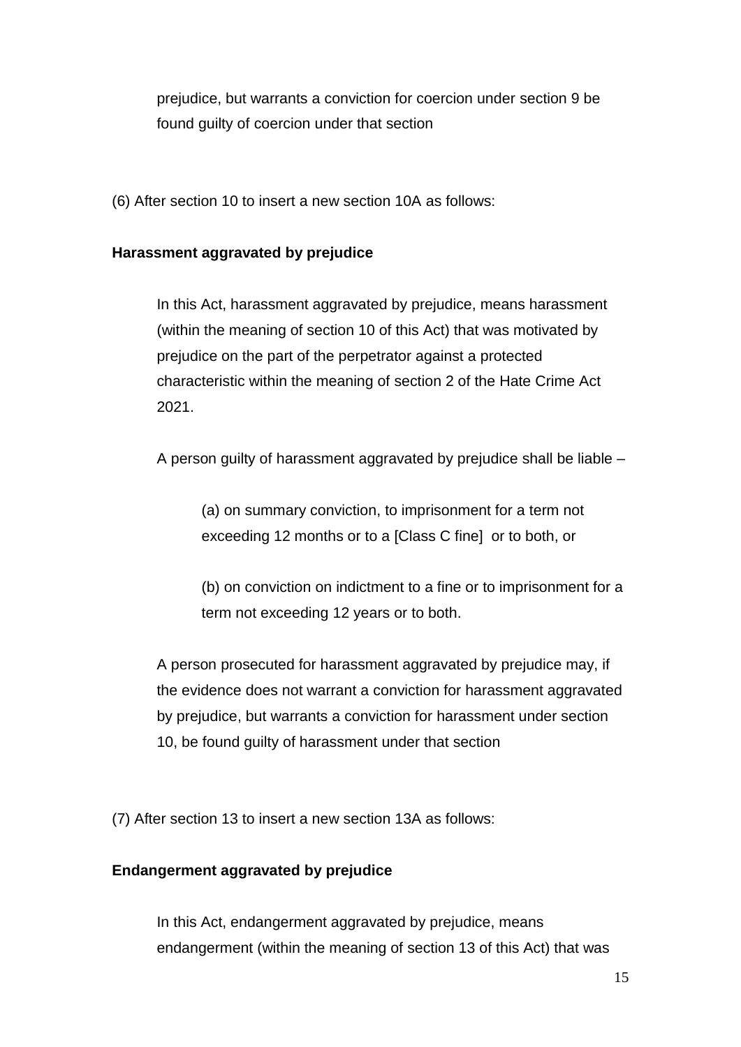prejudice, but warrants a conviction for coercion under section 9 be found guilty of coercion under that section

(6) After section 10 to insert a new section 10A as follows:

**Harassment aggravated by prejudice**

In this Act, harassment aggravated by prejudice, means harassment (within the meaning of section 10 of this Act) that was motivated by prejudice on the part of the perpetrator against a protected characteristic within the meaning of section 2 of the Hate Crime Act 2021.

A person guilty of harassment aggravated by prejudice shall be liable –

(a) on summary conviction, to imprisonment for a term not exceeding 12 months or to a [Class C fine] or to both, or

(b) on conviction on indictment to a fine or to imprisonment for a term not exceeding 12 years or to both.

A person prosecuted for harassment aggravated by prejudice may, if the evidence does not warrant a conviction for harassment aggravated by prejudice, but warrants a conviction for harassment under section 10, be found guilty of harassment under that section

(7) After section 13 to insert a new section 13A as follows:

**Endangerment aggravated by prejudice**

In this Act, endangerment aggravated by prejudice, means endangerment (within the meaning of section 13 of this Act) that was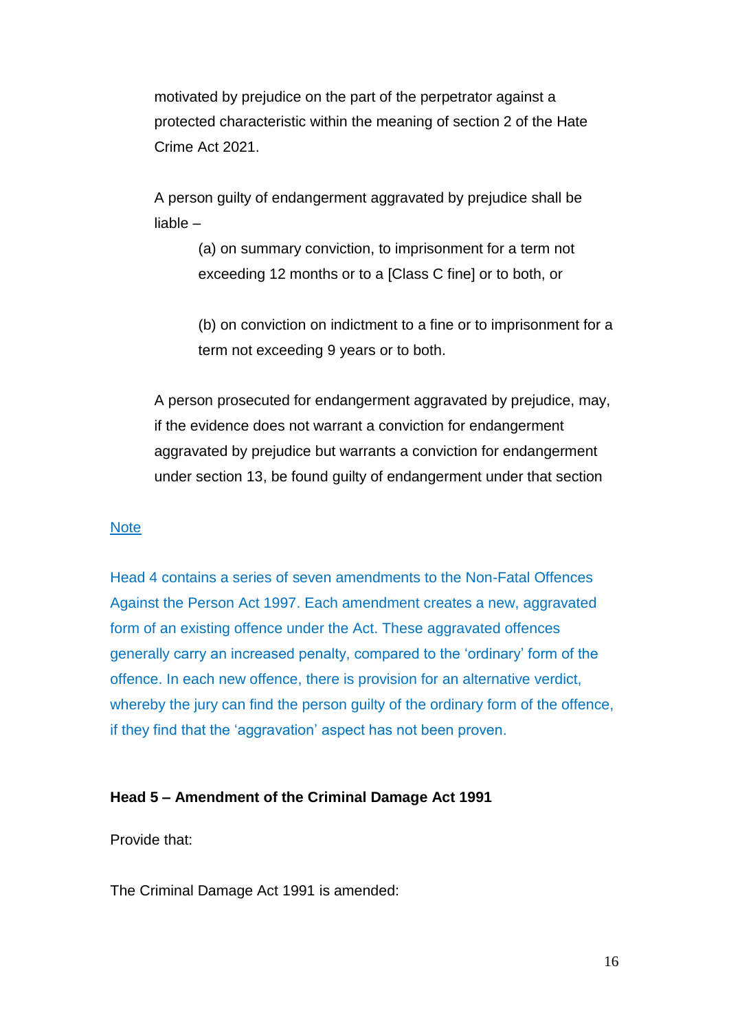motivated by prejudice on the part of the perpetrator against a protected characteristic within the meaning of section 2 of the Hate Crime Act 2021.

A person guilty of endangerment aggravated by prejudice shall be liable –

(a) on summary conviction, to imprisonment for a term not exceeding 12 months or to a [Class C fine] or to both, or

(b) on conviction on indictment to a fine or to imprisonment for a term not exceeding 9 years or to both.

A person prosecuted for endangerment aggravated by prejudice, may, if the evidence does not warrant a conviction for endangerment aggravated by prejudice but warrants a conviction for endangerment under section 13, be found guilty of endangerment under that section

Note

Head 4 contains a series of seven amendments to the Non-Fatal Offences Against the Person Act 1997. Each amendment creates a new, aggravated form of an existing offence under the Act. These aggravated offences generally carry an increased penalty, compared to the 'ordinary' form of the offence. In each new offence, there is provision for an alternative verdict, whereby the jury can find the person guilty of the ordinary form of the offence, if they find that the 'aggravation' aspect has not been proven.

**Head 5 – Amendment of the Criminal Damage Act 1991**

Provide that:

The Criminal Damage Act 1991 is amended: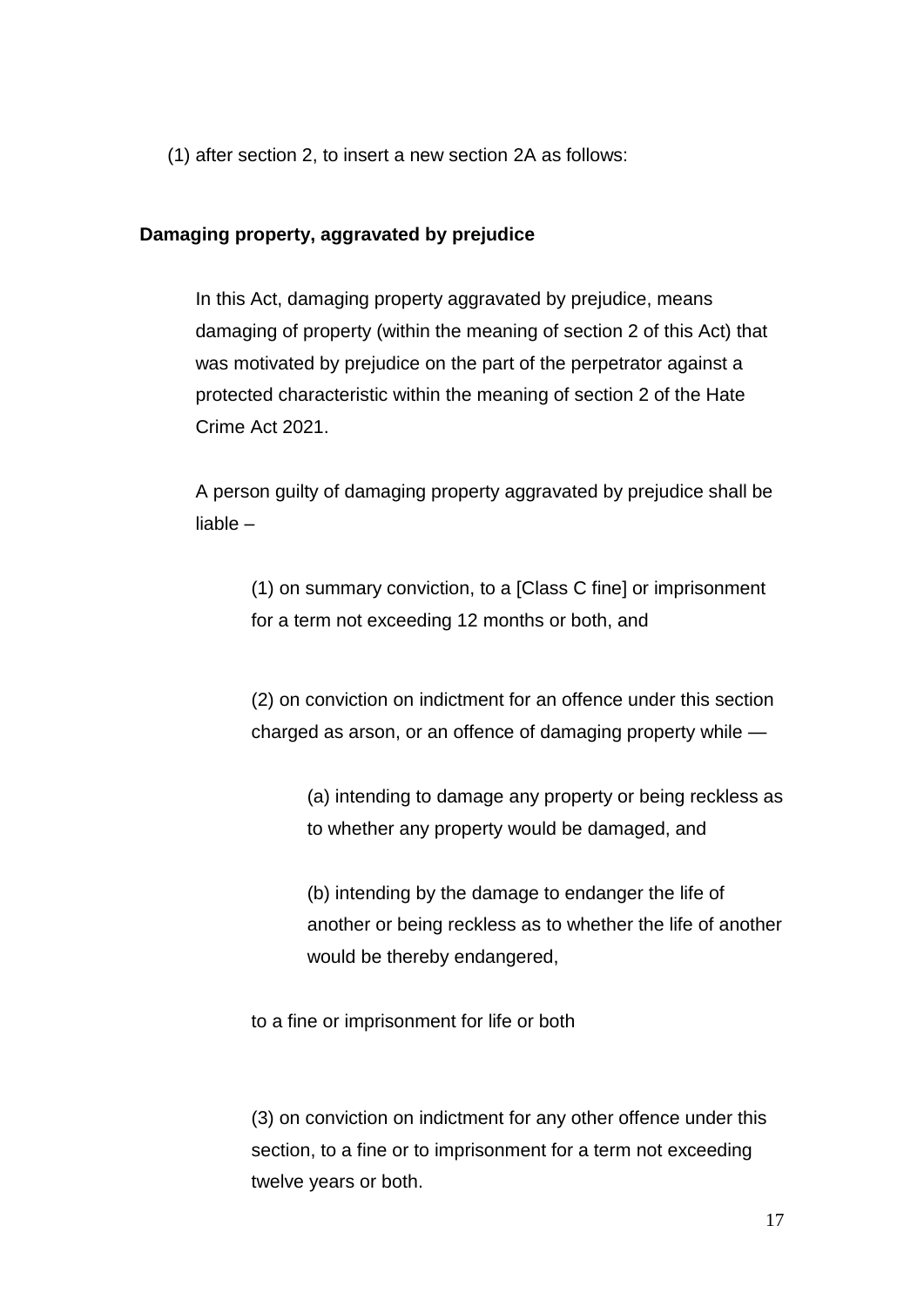(1) after section 2, to insert a new section 2A as follows:

**Damaging property, aggravated by prejudice**

In this Act, damaging property aggravated by prejudice, means damaging of property (within the meaning of section 2 of this Act) that was motivated by prejudice on the part of the perpetrator against a protected characteristic within the meaning of section 2 of the Hate Crime Act 2021.

A person guilty of damaging property aggravated by prejudice shall be liable –

(1) on summary conviction, to a [Class C fine] or imprisonment for a term not exceeding 12 months or both, and

(2) on conviction on indictment for an offence under this section charged as arson, or an offence of damaging property while —

(a) intending to damage any property or being reckless as to whether any property would be damaged, and

(b) intending by the damage to endanger the life of another or being reckless as to whether the life of another would be thereby endangered,

to a fine or imprisonment for life or both

(3) on conviction on indictment for any other offence under this section, to a fine or to imprisonment for a term not exceeding twelve years or both.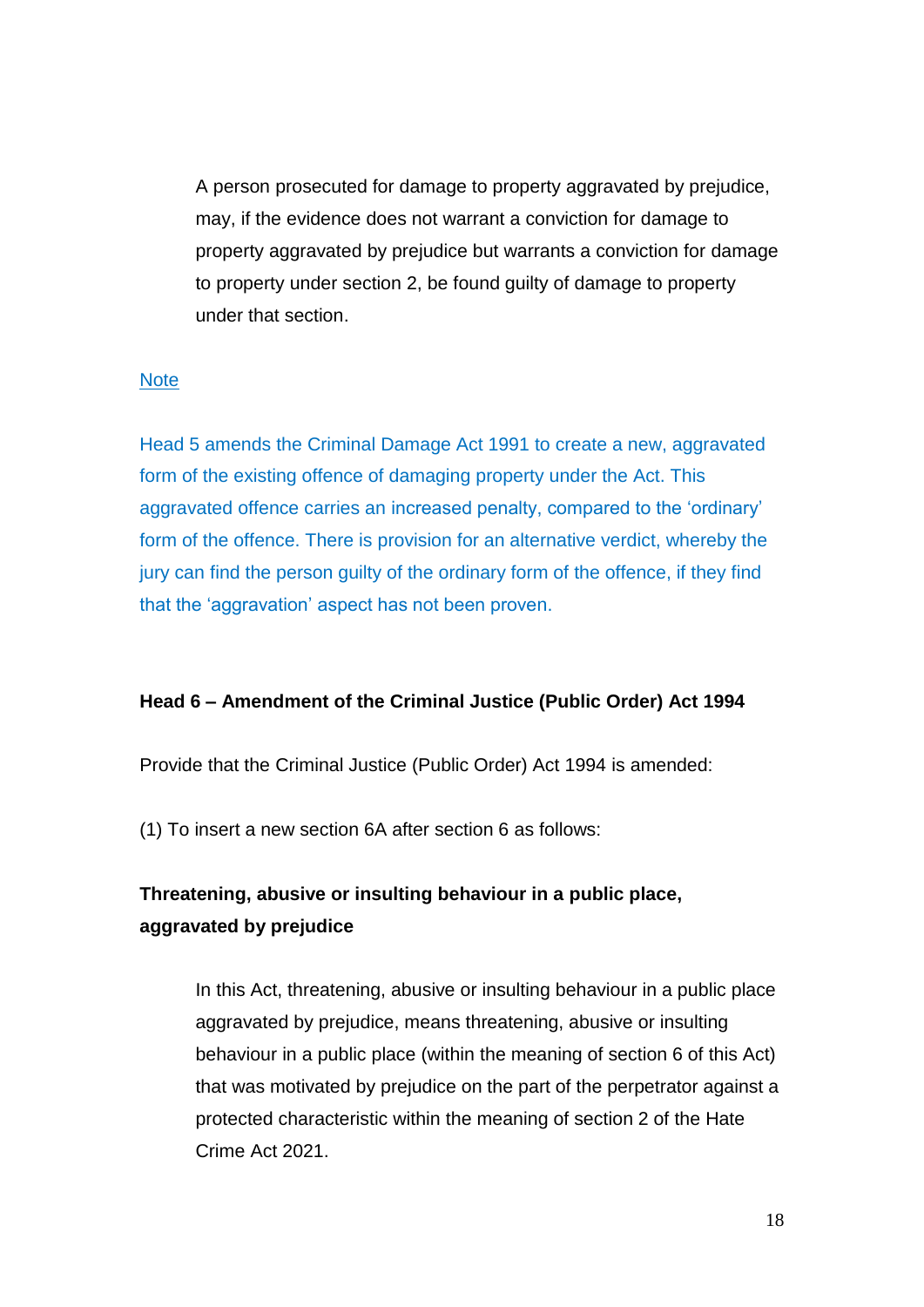A person prosecuted for damage to property aggravated by prejudice, may, if the evidence does not warrant a conviction for damage to property aggravated by prejudice but warrants a conviction for damage to property under section 2, be found guilty of damage to property under that section.

Note

Head 5 amends the Criminal Damage Act 1991 to create a new, aggravated form of the existing offence of damaging property under the Act. This aggravated offence carries an increased penalty, compared to the 'ordinary' form of the offence. There is provision for an alternative verdict, whereby the jury can find the person guilty of the ordinary form of the offence, if they find that the 'aggravation' aspect has not been proven.

**Head 6 – Amendment of the Criminal Justice (Public Order) Act 1994**

Provide that the Criminal Justice (Public Order) Act 1994 is amended:

(1) To insert a new section 6A after section 6 as follows:

**Threatening, abusive or insulting behaviour in a public place, aggravated by prejudice**

In this Act, threatening, abusive or insulting behaviour in a public place aggravated by prejudice, means threatening, abusive or insulting behaviour in a public place (within the meaning of section 6 of this Act) that was motivated by prejudice on the part of the perpetrator against a protected characteristic within the meaning of section 2 of the Hate Crime Act 2021.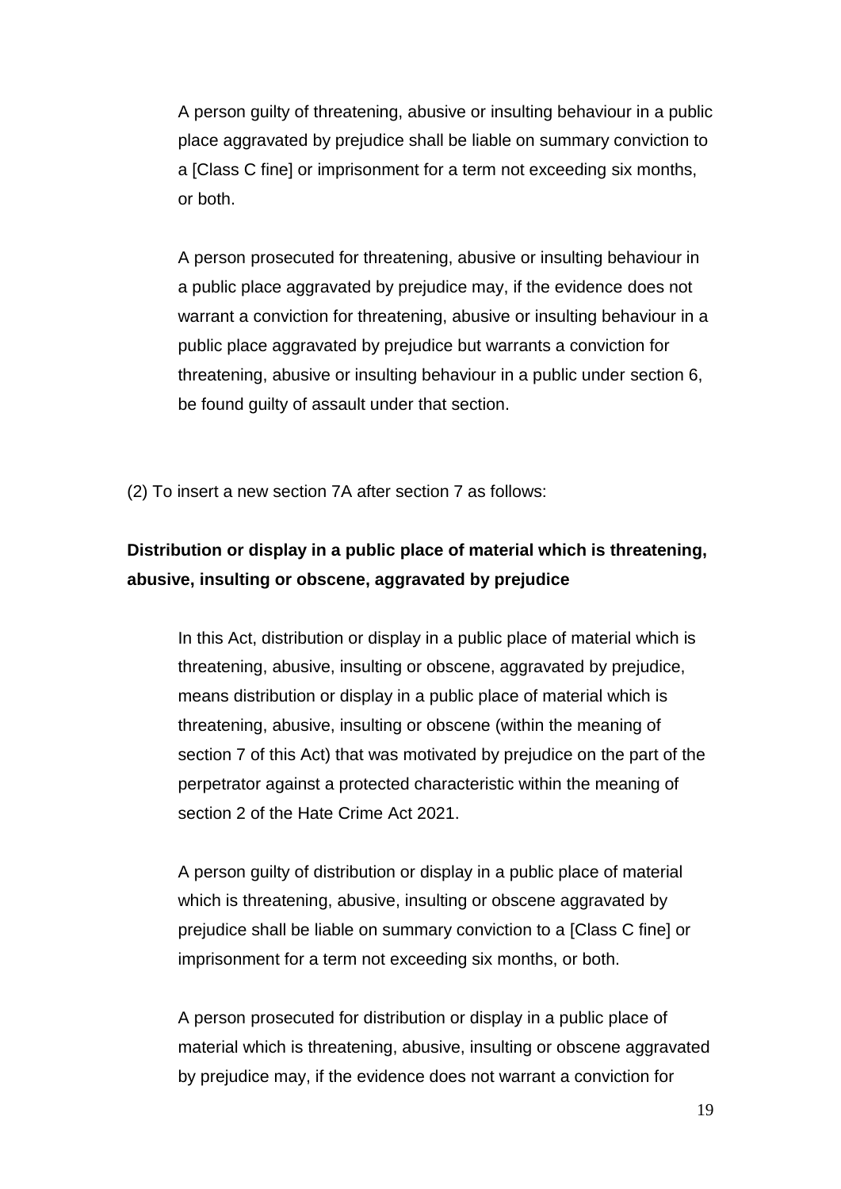A person guilty of threatening, abusive or insulting behaviour in a public place aggravated by prejudice shall be liable on summary conviction to a [Class C fine] or imprisonment for a term not exceeding six months, or both.

A person prosecuted for threatening, abusive or insulting behaviour in a public place aggravated by prejudice may, if the evidence does not warrant a conviction for threatening, abusive or insulting behaviour in a public place aggravated by prejudice but warrants a conviction for threatening, abusive or insulting behaviour in a public under section 6, be found guilty of assault under that section.

(2) To insert a new section 7A after section 7 as follows:

**Distribution or display in a public place of material which is threatening, abusive, insulting or obscene, aggravated by prejudice**

In this Act, distribution or display in a public place of material which is threatening, abusive, insulting or obscene, aggravated by prejudice, means distribution or display in a public place of material which is threatening, abusive, insulting or obscene (within the meaning of section 7 of this Act) that was motivated by prejudice on the part of the perpetrator against a protected characteristic within the meaning of section 2 of the Hate Crime Act 2021.

A person guilty of distribution or display in a public place of material which is threatening, abusive, insulting or obscene aggravated by prejudice shall be liable on summary conviction to a [Class C fine] or imprisonment for a term not exceeding six months, or both.

A person prosecuted for distribution or display in a public place of material which is threatening, abusive, insulting or obscene aggravated by prejudice may, if the evidence does not warrant a conviction for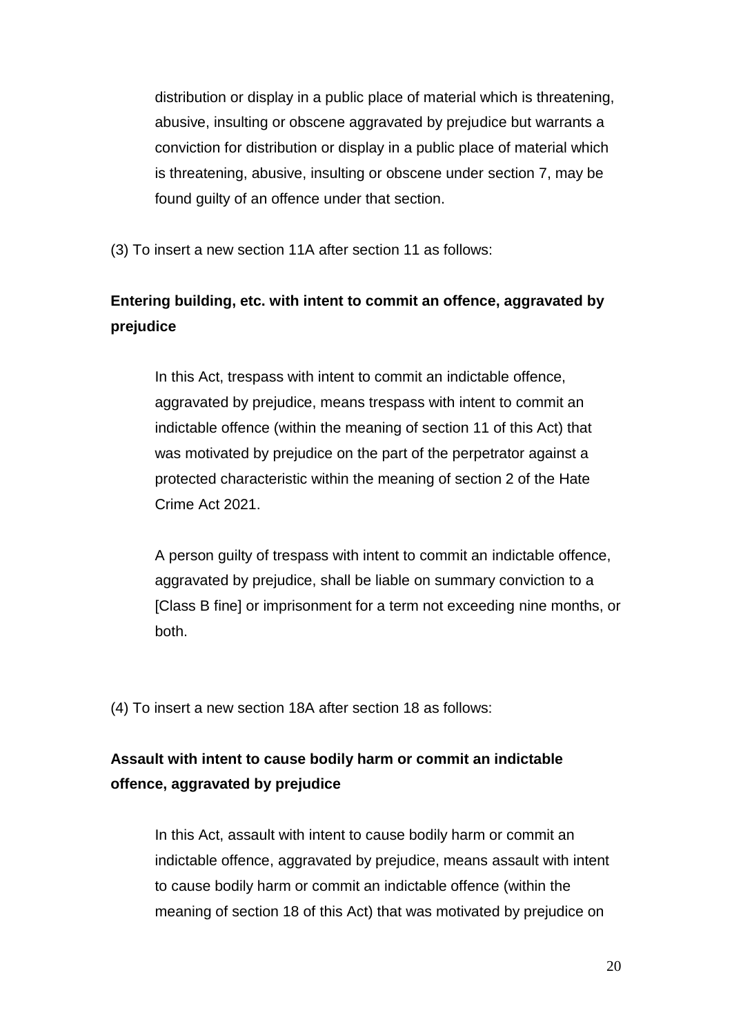distribution or display in a public place of material which is threatening, abusive, insulting or obscene aggravated by prejudice but warrants a conviction for distribution or display in a public place of material which is threatening, abusive, insulting or obscene under section 7, may be found guilty of an offence under that section.

(3) To insert a new section 11A after section 11 as follows:

**Entering building, etc. with intent to commit an offence, aggravated by prejudice**

In this Act, trespass with intent to commit an indictable offence, aggravated by prejudice, means trespass with intent to commit an indictable offence (within the meaning of section 11 of this Act) that was motivated by prejudice on the part of the perpetrator against a protected characteristic within the meaning of section 2 of the Hate Crime Act 2021.

A person guilty of trespass with intent to commit an indictable offence, aggravated by prejudice, shall be liable on summary conviction to a [Class B fine] or imprisonment for a term not exceeding nine months, or both.

(4) To insert a new section 18A after section 18 as follows:

**Assault with intent to cause bodily harm or commit an indictable offence, aggravated by prejudice**

In this Act, assault with intent to cause bodily harm or commit an indictable offence, aggravated by prejudice, means assault with intent to cause bodily harm or commit an indictable offence (within the meaning of section 18 of this Act) that was motivated by prejudice on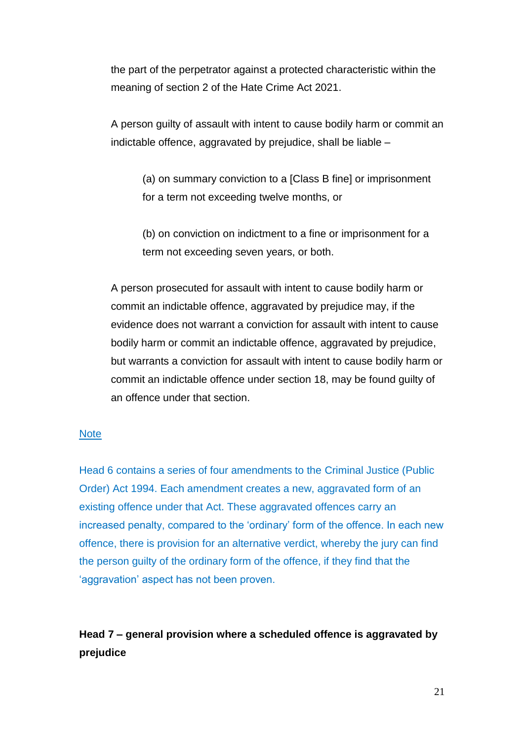the part of the perpetrator against a protected characteristic within the meaning of section 2 of the Hate Crime Act 2021.

A person guilty of assault with intent to cause bodily harm or commit an indictable offence, aggravated by prejudice, shall be liable –

(a) on summary conviction to a [Class B fine] or imprisonment for a term not exceeding twelve months, or

(b) on conviction on indictment to a fine or imprisonment for a term not exceeding seven years, or both.

A person prosecuted for assault with intent to cause bodily harm or commit an indictable offence, aggravated by prejudice may, if the evidence does not warrant a conviction for assault with intent to cause bodily harm or commit an indictable offence, aggravated by prejudice, but warrants a conviction for assault with intent to cause bodily harm or commit an indictable offence under section 18, may be found guilty of an offence under that section.

Note

Head 6 contains a series of four amendments to the Criminal Justice (Public Order) Act 1994. Each amendment creates a new, aggravated form of an existing offence under that Act. These aggravated offences carry an increased penalty, compared to the 'ordinary' form of the offence. In each new offence, there is provision for an alternative verdict, whereby the jury can find the person guilty of the ordinary form of the offence, if they find that the 'aggravation' aspect has not been proven.

**Head 7 – general provision where a scheduled offence is aggravated by prejudice**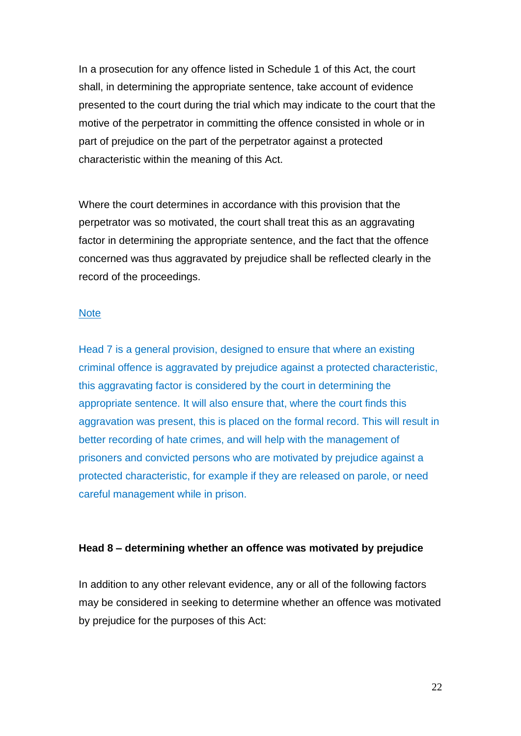In a prosecution for any offence listed in Schedule 1 of this Act, the court shall, in determining the appropriate sentence, take account of evidence presented to the court during the trial which may indicate to the court that the motive of the perpetrator in committing the offence consisted in whole or in part of prejudice on the part of the perpetrator against a protected characteristic within the meaning of this Act.

Where the court determines in accordance with this provision that the perpetrator was so motivated, the court shall treat this as an aggravating factor in determining the appropriate sentence, and the fact that the offence concerned was thus aggravated by prejudice shall be reflected clearly in the record of the proceedings.

Note

Head 7 is a general provision, designed to ensure that where an existing criminal offence is aggravated by prejudice against a protected characteristic, this aggravating factor is considered by the court in determining the appropriate sentence. It will also ensure that, where the court finds this aggravation was present, this is placed on the formal record. This will result in better recording of hate crimes, and will help with the management of prisoners and convicted persons who are motivated by prejudice against a protected characteristic, for example if they are released on parole, or need careful management while in prison.

**Head 8 – determining whether an offence was motivated by prejudice**

In addition to any other relevant evidence, any or all of the following factors may be considered in seeking to determine whether an offence was motivated by prejudice for the purposes of this Act: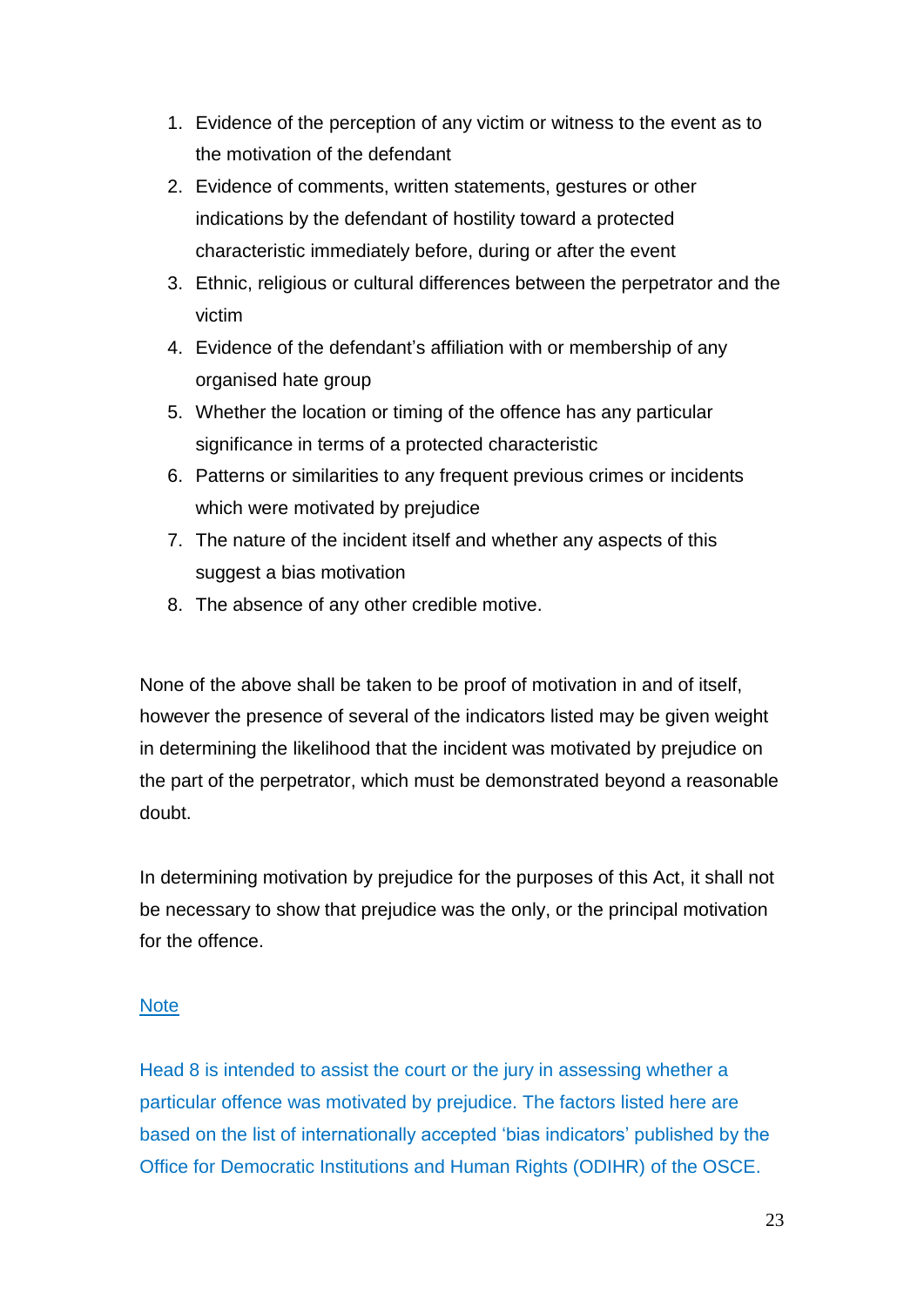1. Evidence of the perception of any victim or witness to the event as to the motivation of the defendant
2. Evidence of comments, written statements, gestures or other indications by the defendant of hostility toward a protected characteristic immediately before, during or after the event
3. Ethnic, religious or cultural differences between the perpetrator and the victim
4. Evidence of the defendant's affiliation with or membership of any organised hate group
5. Whether the location or timing of the offence has any particular significance in terms of a protected characteristic
6. Patterns or similarities to any frequent previous crimes or incidents which were motivated by prejudice
7. The nature of the incident itself and whether any aspects of this suggest a bias motivation
8. The absence of any other credible motive.

None of the above shall be taken to be proof of motivation in and of itself, however the presence of several of the indicators listed may be given weight in determining the likelihood that the incident was motivated by prejudice on the part of the perpetrator, which must be demonstrated beyond a reasonable doubt.

In determining motivation by prejudice for the purposes of this Act, it shall not be necessary to show that prejudice was the only, or the principal motivation for the offence.

Note

Head 8 is intended to assist the court or the jury in assessing whether a particular offence was motivated by prejudice. The factors listed here are based on the list of internationally accepted 'bias indicators' published by the Office for Democratic Institutions and Human Rights (ODIHR) of the OSCE.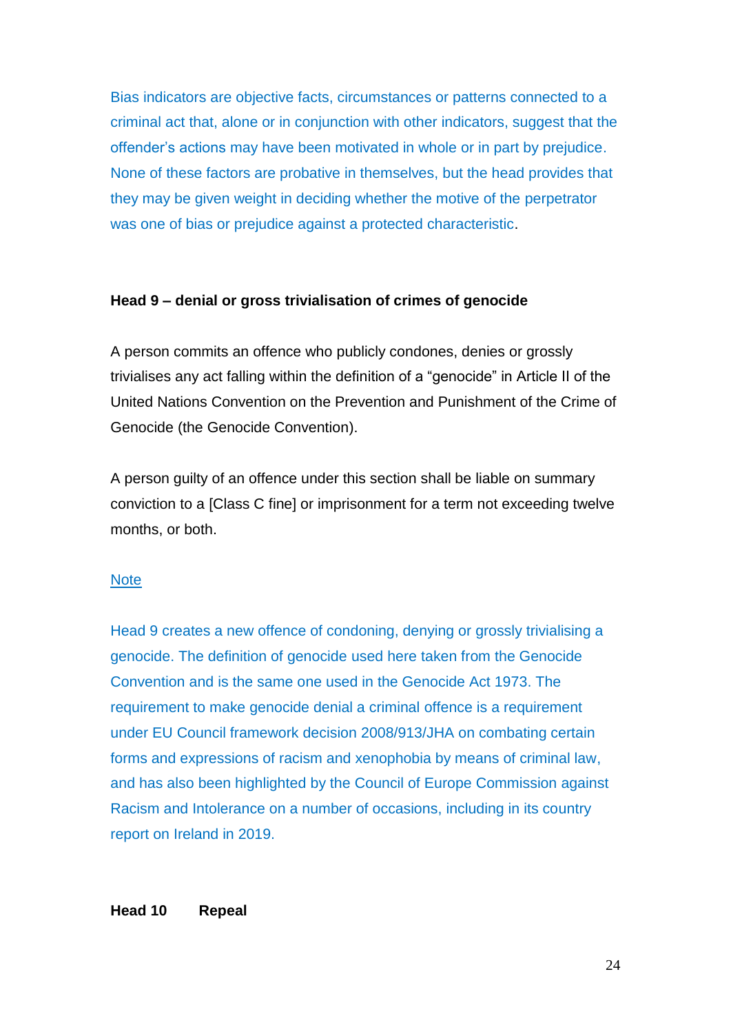Bias indicators are objective facts, circumstances or patterns connected to a criminal act that, alone or in conjunction with other indicators, suggest that the offender's actions may have been motivated in whole or in part by prejudice. None of these factors are probative in themselves, but the head provides that they may be given weight in deciding whether the motive of the perpetrator was one of bias or prejudice against a protected characteristic.

**Head 9 – denial or gross trivialisation of crimes of genocide**

A person commits an offence who publicly condones, denies or grossly trivialises any act falling within the definition of a "genocide" in Article II of the United Nations Convention on the Prevention and Punishment of the Crime of Genocide (the Genocide Convention).

A person guilty of an offence under this section shall be liable on summary conviction to a [Class C fine] or imprisonment for a term not exceeding twelve months, or both.

Note

Head 9 creates a new offence of condoning, denying or grossly trivialising a genocide. The definition of genocide used here taken from the Genocide Convention and is the same one used in the Genocide Act 1973. The requirement to make genocide denial a criminal offence is a requirement under EU Council framework decision 2008/913/JHA on combating certain forms and expressions of racism and xenophobia by means of criminal law, and has also been highlighted by the Council of Europe Commission against Racism and Intolerance on a number of occasions, including in its country report on Ireland in 2019.

**Head 10 Repeal**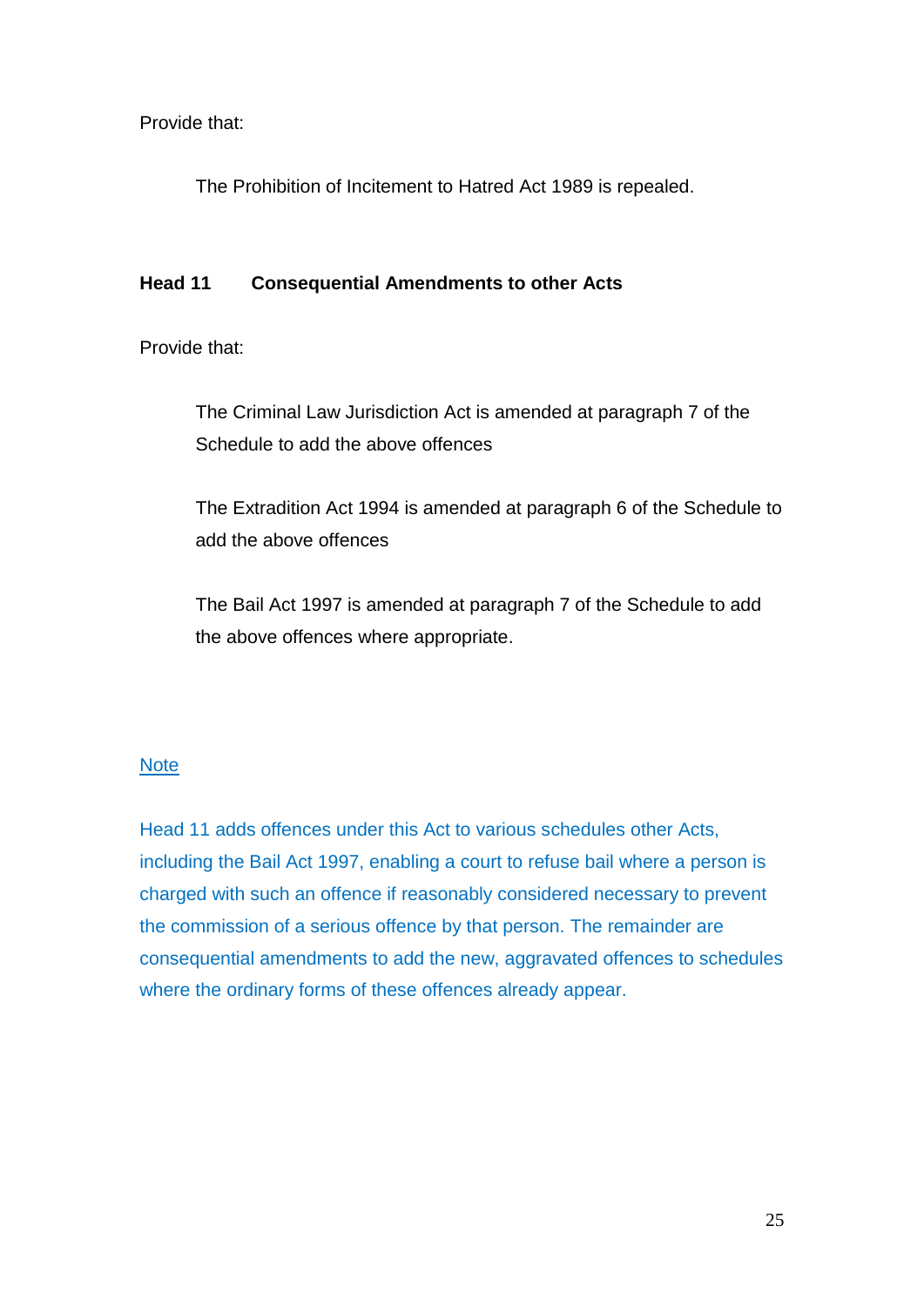Provide that:

> The Prohibition of Incitement to Hatred Act 1989 is repealed.

**Head 11 Consequential Amendments to other Acts**

Provide that:

> The Criminal Law Jurisdiction Act is amended at paragraph 7 of the Schedule to add the above offences
>
> The Extradition Act 1994 is amended at paragraph 6 of the Schedule to add the above offences
>
> The Bail Act 1997 is amended at paragraph 7 of the Schedule to add the above offences where appropriate.

Note

Head 11 adds offences under this Act to various schedules other Acts, including the Bail Act 1997, enabling a court to refuse bail where a person is charged with such an offence if reasonably considered necessary to prevent the commission of a serious offence by that person. The remainder are consequential amendments to add the new, aggravated offences to schedules where the ordinary forms of these offences already appear.